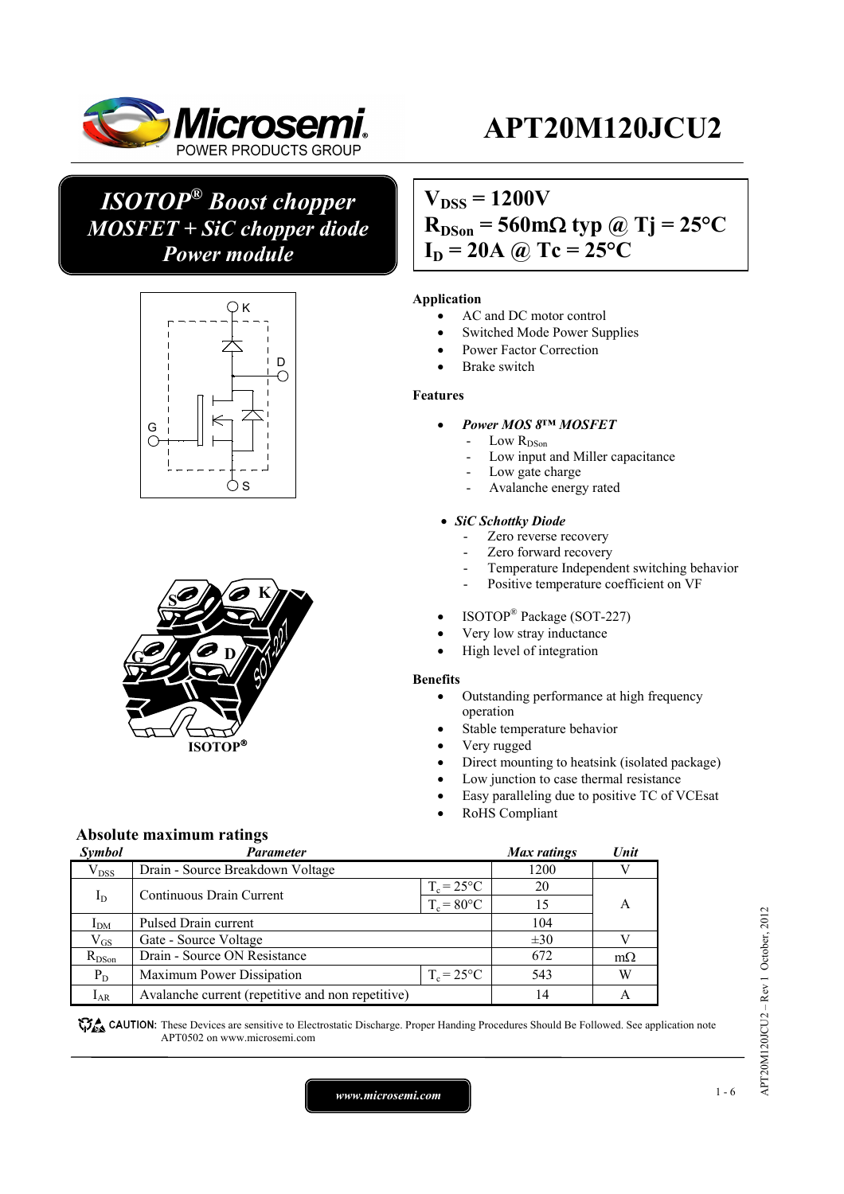# APT20M120JCU2

## *ISOTOP® Boost chopper MOSFET + SiC chopper diode Power module*

**$V_{DSS}$ = 1200V**
**$R_{DSon}$ = 560mΩ typ @ Tj = 25°C**
**$I_D$ = 20A @ Tc = 25°C**

### Application

- AC and DC motor control
- Switched Mode Power Supplies
- Power Factor Correction
- Brake switch

### Features

- ***Power MOS 8™ MOSFET***
  - Low $R_{DSon}$
  - Low input and Miller capacitance
  - Low gate charge
  - Avalanche energy rated
- ***SiC Schottky Diode***
  - Zero reverse recovery
  - Zero forward recovery
  - Temperature Independent switching behavior
  - Positive temperature coefficient on VF
- ISOTOP® Package (SOT-227)
- Very low stray inductance
- High level of integration

### Benefits

- Outstanding performance at high frequency operation
- Stable temperature behavior
- Very rugged
- Direct mounting to heatsink (isolated package)
- Low junction to case thermal resistance
- Easy paralleling due to positive TC of VCEsat
- RoHS Compliant

## Absolute maximum ratings

| *Symbol* | *Parameter* | | *Max ratings* | *Unit* |
|---|---|---|---|---|
| $V_{DSS}$ | Drain - Source Breakdown Voltage | | 1200 | V |
| $I_D$ | Continuous Drain Current | $T_c$ = 25°C | 20 | A |
| | | $T_c$ = 80°C | 15 | |
| $I_{DM}$ | Pulsed Drain current | | 104 | |
| $V_{GS}$ | Gate - Source Voltage | | ±30 | V |
| $R_{DSon}$ | Drain - Source ON Resistance | | 672 | mΩ |
| $P_D$ | Maximum Power Dissipation | $T_c$ = 25°C | 543 | W |
| $I_{AR}$ | Avalanche current (repetitive and non repetitive) | | 14 | A |

CAUTION: These Devices are sensitive to Electrostatic Discharge. Proper Handing Procedures Should Be Followed. See application note APT0502 on www.microsemi.com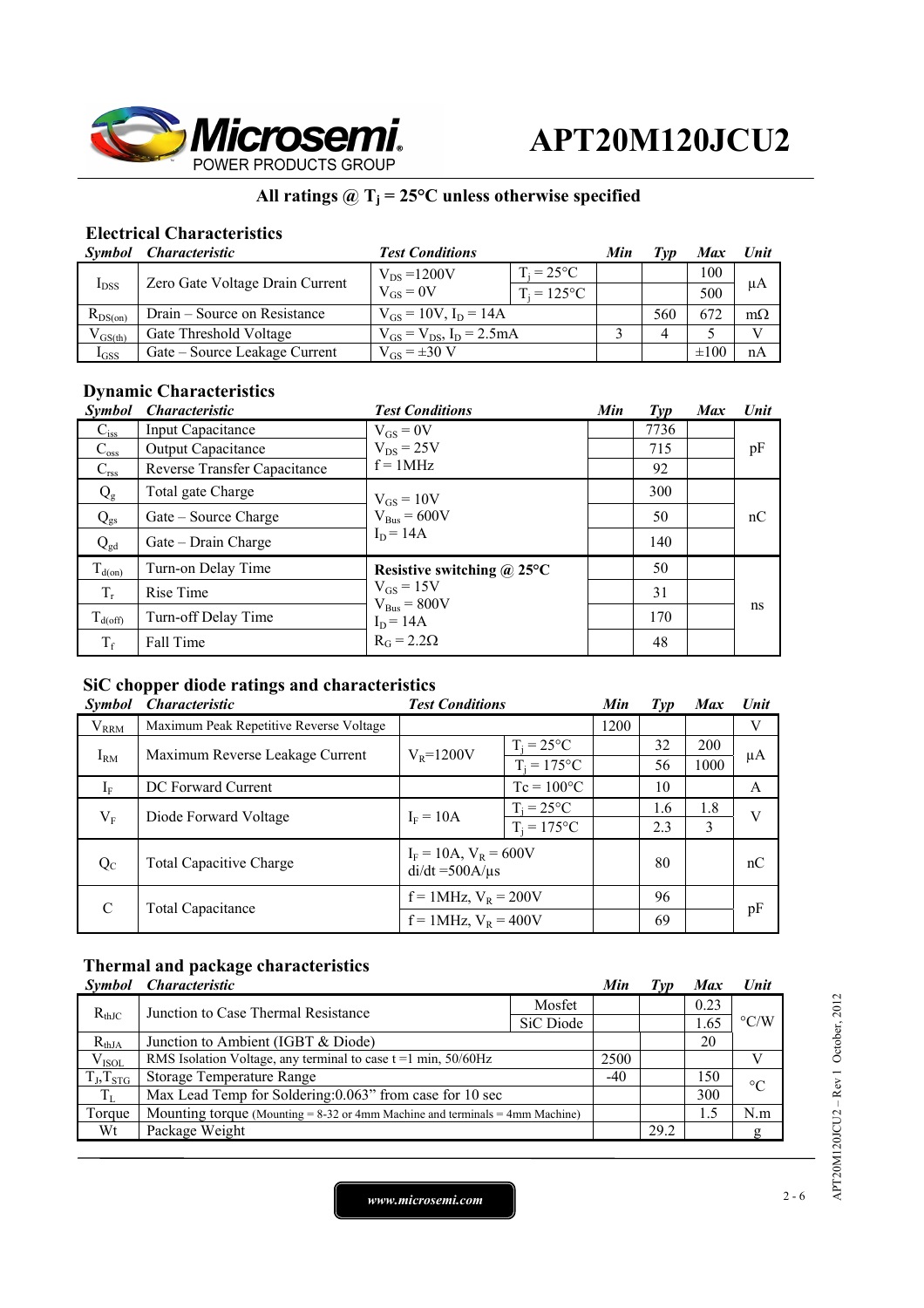# APT20M120JCU2

**All ratings @ $T_j$ = 25°C unless otherwise specified**

## Electrical Characteristics

| *Symbol* | *Characteristic* | *Test Conditions* | | *Min* | *Typ* | *Max* | *Unit* |
|---|---|---|---|---|---|---|---|
| $I_{DSS}$ | Zero Gate Voltage Drain Current | $V_{DS}$ =1200V, $V_{GS}$ = 0V | $T_j$ = 25°C | | | 100 | µA |
| | | | $T_j$ = 125°C | | | 500 | |
| $R_{DS(on)}$ | Drain – Source on Resistance | $V_{GS}$ = 10V, $I_D$ = 14A | | | 560 | 672 | mΩ |
| $V_{GS(th)}$ | Gate Threshold Voltage | $V_{GS}$ = $V_{DS}$, $I_D$ = 2.5mA | | 3 | 4 | 5 | V |
| $I_{GSS}$ | Gate – Source Leakage Current | $V_{GS}$ = ±30 V | | | | ±100 | nA |

## Dynamic Characteristics

| *Symbol* | *Characteristic* | *Test Conditions* | *Min* | *Typ* | *Max* | *Unit* |
|---|---|---|---|---|---|---|
| $C_{iss}$ | Input Capacitance | $V_{GS}$ = 0V, $V_{DS}$ = 25V, f = 1MHz | | 7736 | | pF |
| $C_{oss}$ | Output Capacitance | | | 715 | | |
| $C_{rss}$ | Reverse Transfer Capacitance | | | 92 | | |
| $Q_g$ | Total gate Charge | $V_{GS}$ = 10V, $V_{Bus}$ = 600V, $I_D$ = 14A | | 300 | | nC |
| $Q_{gs}$ | Gate – Source Charge | | | 50 | | |
| $Q_{gd}$ | Gate – Drain Charge | | | 140 | | |
| $T_{d(on)}$ | Turn-on Delay Time | **Resistive switching @ 25°C** $V_{GS}$ = 15V, $V_{Bus}$ = 800V, $I_D$ = 14A, $R_G$ = 2.2Ω | | 50 | | ns |
| $T_r$ | Rise Time | | | 31 | | |
| $T_{d(off)}$ | Turn-off Delay Time | | | 170 | | |
| $T_f$ | Fall Time | | | 48 | | |

## SiC chopper diode ratings and characteristics

| *Symbol* | *Characteristic* | *Test Conditions* | | *Min* | *Typ* | *Max* | *Unit* |
|---|---|---|---|---|---|---|---|
| $V_{RRM}$ | Maximum Peak Repetitive Reverse Voltage | | | 1200 | | | V |
| $I_{RM}$ | Maximum Reverse Leakage Current | $V_R$=1200V | $T_j$ = 25°C | | 32 | 200 | µA |
| | | | $T_j$ = 175°C | | 56 | 1000 | |
| $I_F$ | DC Forward Current | | Tc = 100°C | | 10 | | A |
| $V_F$ | Diode Forward Voltage | $I_F$ = 10A | $T_j$ = 25°C | | 1.6 | 1.8 | V |
| | | | $T_j$ = 175°C | | 2.3 | 3 | |
| $Q_C$ | Total Capacitive Charge | $I_F$ = 10A, $V_R$ = 600V, di/dt =500A/µs | | | 80 | | nC |
| C | Total Capacitance | f = 1MHz, $V_R$ = 200V | | | 96 | | pF |
| | | f = 1MHz, $V_R$ = 400V | | | 69 | | |

## Thermal and package characteristics

| *Symbol* | *Characteristic* | | *Min* | *Typ* | *Max* | *Unit* |
|---|---|---|---|---|---|---|
| $R_{thJC}$ | Junction to Case Thermal Resistance | Mosfet | | | 0.23 | °C/W |
| | | SiC Diode | | | 1.65 | |
| $R_{thJA}$ | Junction to Ambient (IGBT & Diode) | | | | 20 | |
| $V_{ISOL}$ | RMS Isolation Voltage, any terminal to case t =1 min, 50/60Hz | | 2500 | | | V |
| $T_J$,$T_{STG}$ | Storage Temperature Range | | -40 | | 150 | °C |
| $T_L$ | Max Lead Temp for Soldering:0.063" from case for 10 sec | | | | 300 | |
| Torque | Mounting torque (Mounting = 8-32 or 4mm Machine and terminals = 4mm Machine) | | | | 1.5 | N.m |
| Wt | Package Weight | | | 29.2 | | g |

www.microsemi.com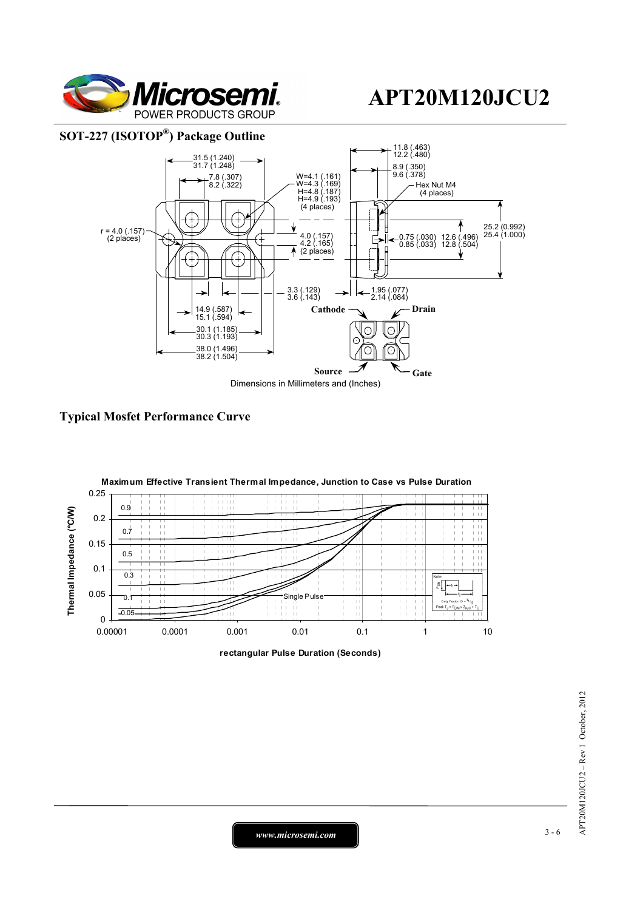## SOT-227 (ISOTOP®) Package Outline

31.5 (1.240)
31.7 (1.248)

7.8 (.307)
8.2 (.322)

W=4.1 (.161)
W=4.3 (.169)
H=4.8 (.187)
H=4.9 (.193)
(4 places)

11.8 (.463)
12.2 (.480)

8.9 (.350)
9.6 (.378)

Hex Nut M4
(4 places)

r = 4.0 (.157)
(2 places)

4.0 (.157)
4.2 (.165)
(2 places)

0.75 (.030)
0.85 (.033)

12.6 (.496)
12.8 (.504)

25.2 (0.992)
25.4 (1.000)

3.3 (.129)
3.6 (.143)

1.95 (.077)
2.14 (.084)

14.9 (.587)
15.1 (.594)

30.1 (1.185)
30.3 (1.193)

38.0 (1.496)
38.2 (1.504)

**Cathode** **Drain**

**Source** **Gate**

Dimensions in Millimeters and (Inches)

## Typical Mosfet Performance Curve

**Maximum Effective Transient Thermal Impedance, Junction to Case vs Pulse Duration**

Thermal Impedance (°C/W): 0, 0.05, 0.1, 0.15, 0.2, 0.25

Curves: 0.9, 0.7, 0.5, 0.3, 0.1, 0.05, Single Pulse

Note: Duty Factor $D = t_1/t_2$; Peak $T_J = P_{DM} \times Z_{\theta JC} + T_C$

0.00001, 0.0001, 0.001, 0.01, 0.1, 1, 10

**rectangular Pulse Duration (Seconds)**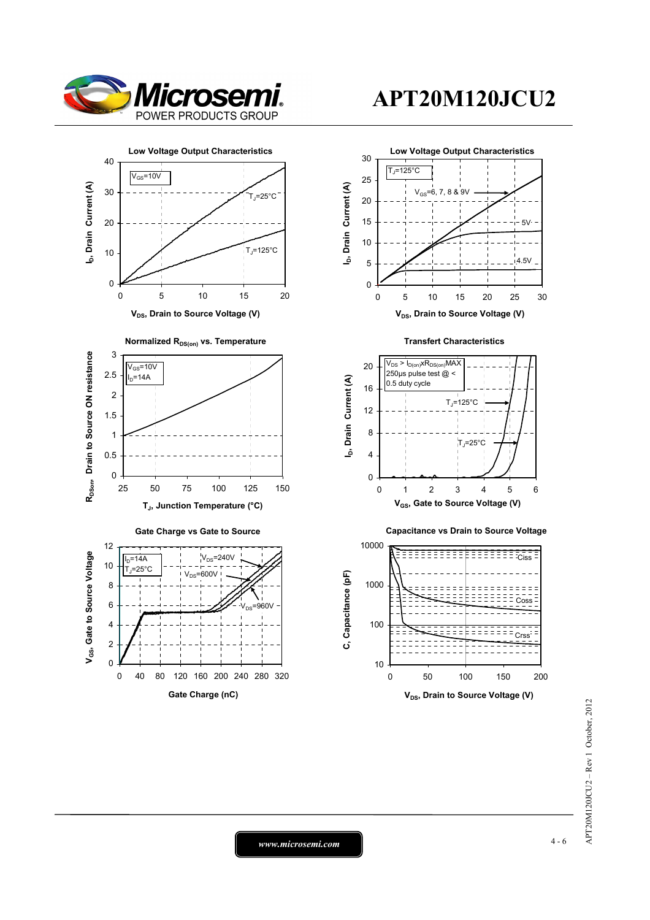# APT20M120JCU2

### Low Voltage Output Characteristics

$V_{GS}$=10V

$T_J$=25°C

$T_J$=125°C

$I_D$, Drain Current (A)

$V_{DS}$, Drain to Source Voltage (V)

### Low Voltage Output Characteristics

$T_J$=125°C

$V_{GS}$=6, 7, 8 & 9V

5V

4.5V

$I_D$, Drain Current (A)

$V_{DS}$, Drain to Source Voltage (V)

### Normalized $R_{DS(on)}$ vs. Temperature

$V_{GS}$=10V

$I_D$=14A

$R_{DSon}$ Drain to Source ON resistance

$T_J$, Junction Temperature (°C)

### Transfert Characteristics

$V_{DS}$ > $I_{D(on)}$x$R_{DS(on)}$MAX

250µs pulse test @ < 0.5 duty cycle

$T_J$=125°C

$T_J$=25°C

$I_D$, Drain Current (A)

$V_{GS}$, Gate to Source Voltage (V)

### Gate Charge vs Gate to Source

$I_D$=14A

$T_J$=25°C

$V_{DS}$=240V

$V_{DS}$=600V

$V_{DS}$=960V

$V_{GS}$, Gate to Source Voltage

Gate Charge (nC)

### Capacitance vs Drain to Source Voltage

Ciss

Coss

Crss

C, Capacitance (pF)

$V_{DS}$, Drain to Source Voltage (V)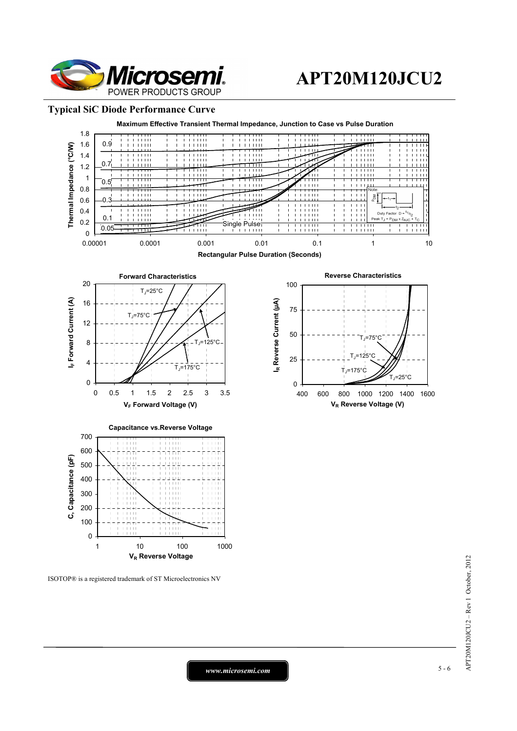## Typical SiC Diode Performance Curve

**Maximum Effective Transient Thermal Impedance, Junction to Case vs Pulse Duration**

Thermal Impedance (°C/W) vs Rectangular Pulse Duration (Seconds)

Curves: 0.9, 0.7, 0.5, 0.3, 0.1, 0.05, Single Pulse

Note: Duty Factor $D = t_1/t_2$; Peak $T_J = P_{DM} \times Z_{\theta JC} + T_C$

**Forward Characteristics**

$I_F$ Forward Current (A) vs $V_F$ Forward Voltage (V)

Curves: $T_J$=25°C, $T_J$=75°C, $T_J$=125°C, $T_J$=175°C

**Reverse Characteristics**

$I_R$ Reverse Current (µA) vs $V_R$ Reverse Voltage (V)

Curves: $T_J$=75°C, $T_J$=125°C, $T_J$=175°C, $T_J$=25°C

**Capacitance vs.Reverse Voltage**

C, Capacitance (pF) vs $V_R$ Reverse Voltage

ISOTOP® is a registered trademark of ST Microelectronics NV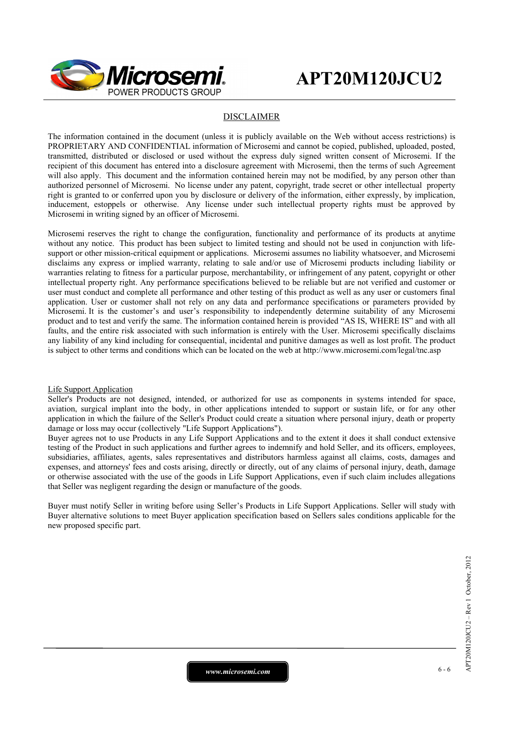## DISCLAIMER

The information contained in the document (unless it is publicly available on the Web without access restrictions) is PROPRIETARY AND CONFIDENTIAL information of Microsemi and cannot be copied, published, uploaded, posted, transmitted, distributed or disclosed or used without the express duly signed written consent of Microsemi. If the recipient of this document has entered into a disclosure agreement with Microsemi, then the terms of such Agreement will also apply. This document and the information contained herein may not be modified, by any person other than authorized personnel of Microsemi. No license under any patent, copyright, trade secret or other intellectual property right is granted to or conferred upon you by disclosure or delivery of the information, either expressly, by implication, inducement, estoppels or otherwise. Any license under such intellectual property rights must be approved by Microsemi in writing signed by an officer of Microsemi.

Microsemi reserves the right to change the configuration, functionality and performance of its products at anytime without any notice. This product has been subject to limited testing and should not be used in conjunction with life-support or other mission-critical equipment or applications. Microsemi assumes no liability whatsoever, and Microsemi disclaims any express or implied warranty, relating to sale and/or use of Microsemi products including liability or warranties relating to fitness for a particular purpose, merchantability, or infringement of any patent, copyright or other intellectual property right. Any performance specifications believed to be reliable but are not verified and customer or user must conduct and complete all performance and other testing of this product as well as any user or customers final application. User or customer shall not rely on any data and performance specifications or parameters provided by Microsemi. It is the customer's and user's responsibility to independently determine suitability of any Microsemi product and to test and verify the same. The information contained herein is provided "AS IS, WHERE IS" and with all faults, and the entire risk associated with such information is entirely with the User. Microsemi specifically disclaims any liability of any kind including for consequential, incidental and punitive damages as well as lost profit. The product is subject to other terms and conditions which can be located on the web at http://www.microsemi.com/legal/tnc.asp

### Life Support Application

Seller's Products are not designed, intended, or authorized for use as components in systems intended for space, aviation, surgical implant into the body, in other applications intended to support or sustain life, or for any other application in which the failure of the Seller's Product could create a situation where personal injury, death or property damage or loss may occur (collectively "Life Support Applications").

Buyer agrees not to use Products in any Life Support Applications and to the extent it does it shall conduct extensive testing of the Product in such applications and further agrees to indemnify and hold Seller, and its officers, employees, subsidiaries, affiliates, agents, sales representatives and distributors harmless against all claims, costs, damages and expenses, and attorneys' fees and costs arising, directly or indirectly, out of any claims of personal injury, death, damage or otherwise associated with the use of the goods in Life Support Applications, even if such claim includes allegations that Seller was negligent regarding the design or manufacture of the goods.

Buyer must notify Seller in writing before using Seller's Products in Life Support Applications. Seller will study with Buyer alternative solutions to meet Buyer application specification based on Sellers sales conditions applicable for the new proposed specific part.